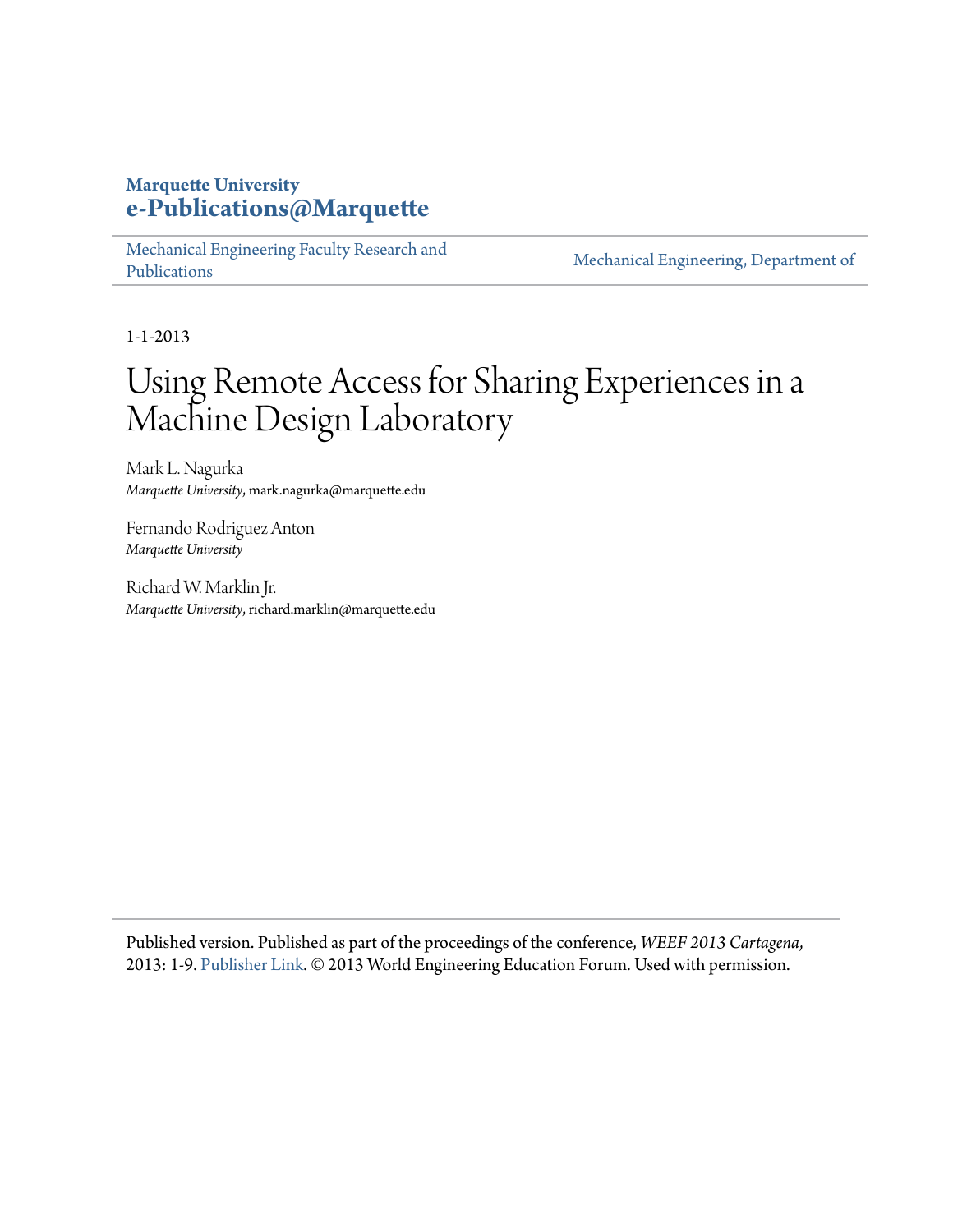**Marquette University**
**e-Publications@Marquette**

Mechanical Engineering Faculty Research and Publications | Mechanical Engineering, Department of

1-1-2013

# Using Remote Access for Sharing Experiences in a Machine Design Laboratory

Mark L. Nagurka
*Marquette University*, mark.nagurka@marquette.edu

Fernando Rodriguez Anton
*Marquette University*

Richard W. Marklin Jr.
*Marquette University*, richard.marklin@marquette.edu

Published version. Published as part of the proceedings of the conference, *WEEF 2013 Cartagena*, 2013: 1-9. Publisher Link. © 2013 World Engineering Education Forum. Used with permission.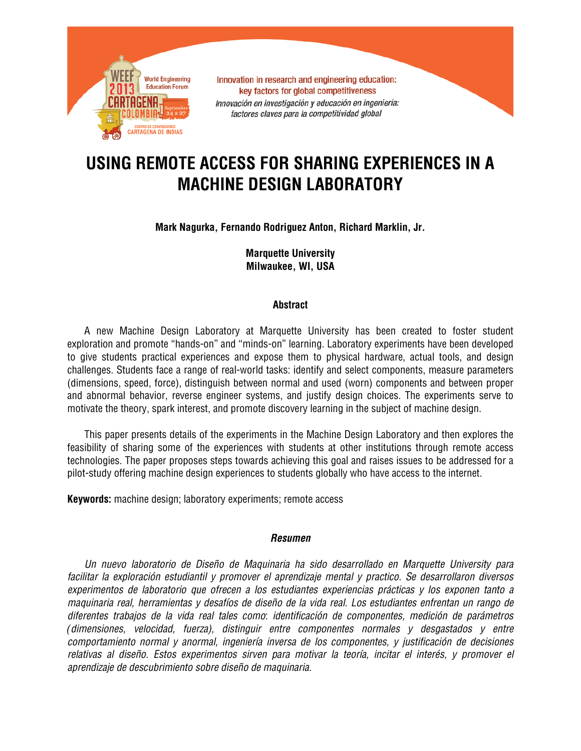# USING REMOTE ACCESS FOR SHARING EXPERIENCES IN A MACHINE DESIGN LABORATORY

**Mark Nagurka, Fernando Rodriguez Anton, Richard Marklin, Jr.**

**Marquette University**
**Milwaukee, WI, USA**

## Abstract

A new Machine Design Laboratory at Marquette University has been created to foster student exploration and promote "hands-on" and "minds-on" learning. Laboratory experiments have been developed to give students practical experiences and expose them to physical hardware, actual tools, and design challenges. Students face a range of real-world tasks: identify and select components, measure parameters (dimensions, speed, force), distinguish between normal and used (worn) components and between proper and abnormal behavior, reverse engineer systems, and justify design choices. The experiments serve to motivate the theory, spark interest, and promote discovery learning in the subject of machine design.

This paper presents details of the experiments in the Machine Design Laboratory and then explores the feasibility of sharing some of the experiences with students at other institutions through remote access technologies. The paper proposes steps towards achieving this goal and raises issues to be addressed for a pilot-study offering machine design experiences to students globally who have access to the internet.

**Keywords:** machine design; laboratory experiments; remote access

## *Resumen*

*Un nuevo laboratorio de Diseño de Maquinaria ha sido desarrollado en Marquette University para facilitar la exploración estudiantil y promover el aprendizaje mental y practico. Se desarrollaron diversos experimentos de laboratorio que ofrecen a los estudiantes experiencias prácticas y los exponen tanto a maquinaria real, herramientas y desafíos de diseño de la vida real. Los estudiantes enfrentan un rango de diferentes trabajos de la vida real tales como: identificación de componentes, medición de parámetros (dimensiones, velocidad, fuerza), distinguir entre componentes normales y desgastados y entre comportamiento normal y anormal, ingeniería inversa de los componentes, y justificación de decisiones relativas al diseño. Estos experimentos sirven para motivar la teoría, incitar el interés, y promover el aprendizaje de descubrimiento sobre diseño de maquinaria.*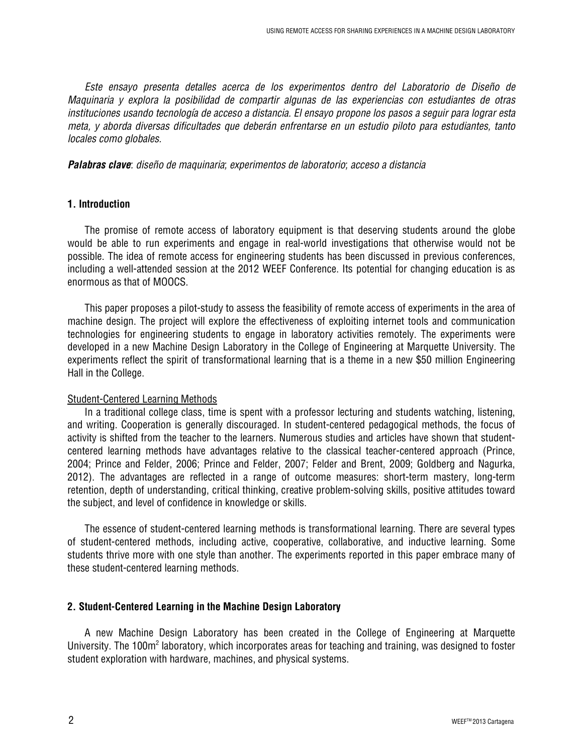*Este ensayo presenta detalles acerca de los experimentos dentro del Laboratorio de Diseño de Maquinaria y explora la posibilidad de compartir algunas de las experiencias con estudiantes de otras instituciones usando tecnología de acceso a distancia. El ensayo propone los pasos a seguir para lograr esta meta, y aborda diversas dificultades que deberán enfrentarse en un estudio piloto para estudiantes, tanto locales como globales.*

***Palabras clave***: *diseño de maquinaria*; *experimentos de laboratorio*; *acceso a distancia*

## 1. Introduction

The promise of remote access of laboratory equipment is that deserving students around the globe would be able to run experiments and engage in real-world investigations that otherwise would not be possible. The idea of remote access for engineering students has been discussed in previous conferences, including a well-attended session at the 2012 WEEF Conference. Its potential for changing education is as enormous as that of MOOCS.

This paper proposes a pilot-study to assess the feasibility of remote access of experiments in the area of machine design. The project will explore the effectiveness of exploiting internet tools and communication technologies for engineering students to engage in laboratory activities remotely. The experiments were developed in a new Machine Design Laboratory in the College of Engineering at Marquette University. The experiments reflect the spirit of transformational learning that is a theme in a new $50 million Engineering Hall in the College.

<u>Student-Centered Learning Methods</u>

In a traditional college class, time is spent with a professor lecturing and students watching, listening, and writing. Cooperation is generally discouraged. In student-centered pedagogical methods, the focus of activity is shifted from the teacher to the learners. Numerous studies and articles have shown that student-centered learning methods have advantages relative to the classical teacher-centered approach (Prince, 2004; Prince and Felder, 2006; Prince and Felder, 2007; Felder and Brent, 2009; Goldberg and Nagurka, 2012). The advantages are reflected in a range of outcome measures: short-term mastery, long-term retention, depth of understanding, critical thinking, creative problem-solving skills, positive attitudes toward the subject, and level of confidence in knowledge or skills.

The essence of student-centered learning methods is transformational learning. There are several types of student-centered methods, including active, cooperative, collaborative, and inductive learning. Some students thrive more with one style than another. The experiments reported in this paper embrace many of these student-centered learning methods.

## 2. Student-Centered Learning in the Machine Design Laboratory

A new Machine Design Laboratory has been created in the College of Engineering at Marquette University. The 100m$^2$ laboratory, which incorporates areas for teaching and training, was designed to foster student exploration with hardware, machines, and physical systems.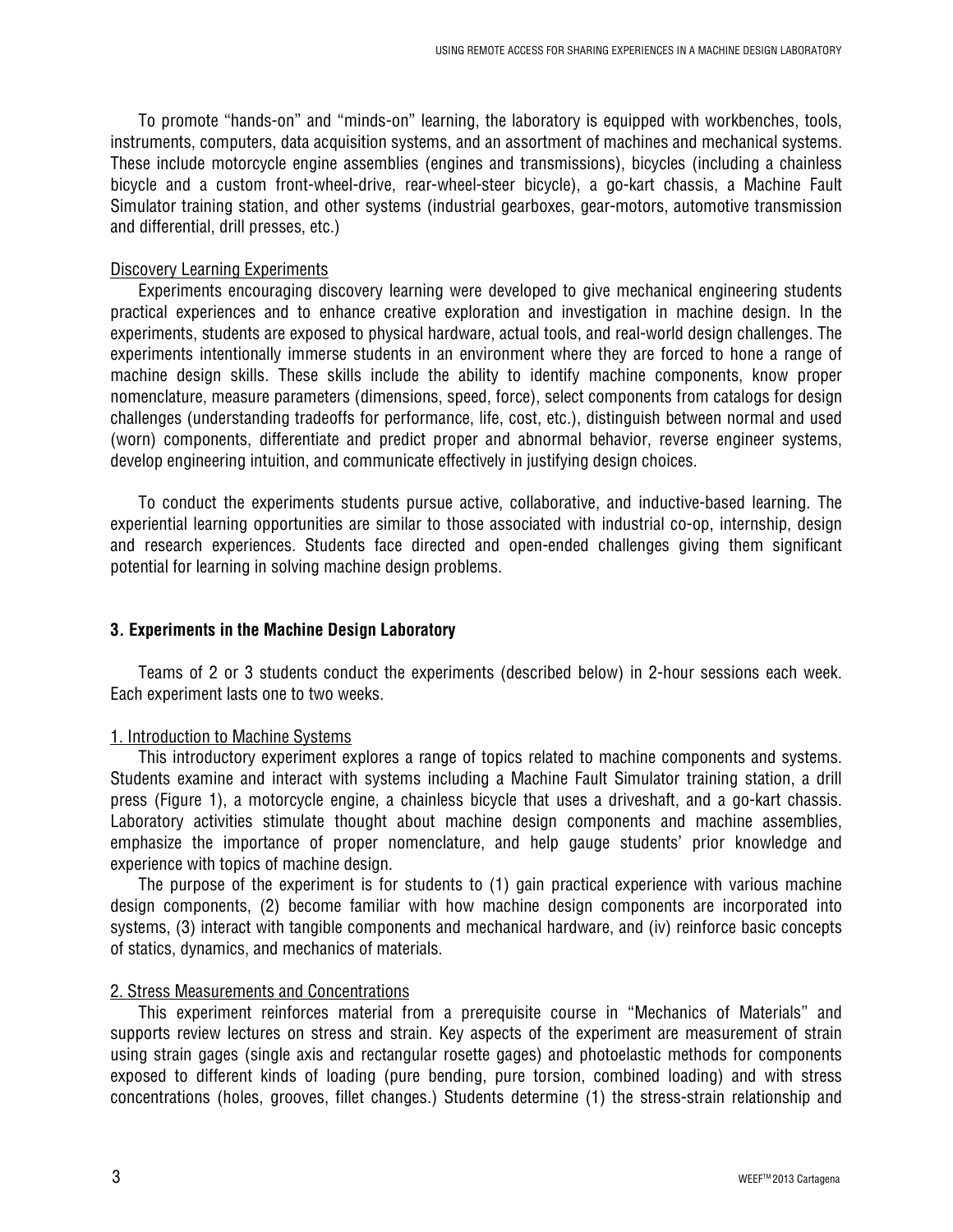To promote "hands-on" and "minds-on" learning, the laboratory is equipped with workbenches, tools, instruments, computers, data acquisition systems, and an assortment of machines and mechanical systems. These include motorcycle engine assemblies (engines and transmissions), bicycles (including a chainless bicycle and a custom front-wheel-drive, rear-wheel-steer bicycle), a go-kart chassis, a Machine Fault Simulator training station, and other systems (industrial gearboxes, gear-motors, automotive transmission and differential, drill presses, etc.)

Discovery Learning Experiments

Experiments encouraging discovery learning were developed to give mechanical engineering students practical experiences and to enhance creative exploration and investigation in machine design. In the experiments, students are exposed to physical hardware, actual tools, and real-world design challenges. The experiments intentionally immerse students in an environment where they are forced to hone a range of machine design skills. These skills include the ability to identify machine components, know proper nomenclature, measure parameters (dimensions, speed, force), select components from catalogs for design challenges (understanding tradeoffs for performance, life, cost, etc.), distinguish between normal and used (worn) components, differentiate and predict proper and abnormal behavior, reverse engineer systems, develop engineering intuition, and communicate effectively in justifying design choices.

To conduct the experiments students pursue active, collaborative, and inductive-based learning. The experiential learning opportunities are similar to those associated with industrial co-op, internship, design and research experiences. Students face directed and open-ended challenges giving them significant potential for learning in solving machine design problems.

## 3. Experiments in the Machine Design Laboratory

Teams of 2 or 3 students conduct the experiments (described below) in 2-hour sessions each week. Each experiment lasts one to two weeks.

1. Introduction to Machine Systems

This introductory experiment explores a range of topics related to machine components and systems. Students examine and interact with systems including a Machine Fault Simulator training station, a drill press (Figure 1), a motorcycle engine, a chainless bicycle that uses a driveshaft, and a go-kart chassis. Laboratory activities stimulate thought about machine design components and machine assemblies, emphasize the importance of proper nomenclature, and help gauge students' prior knowledge and experience with topics of machine design.

The purpose of the experiment is for students to (1) gain practical experience with various machine design components, (2) become familiar with how machine design components are incorporated into systems, (3) interact with tangible components and mechanical hardware, and (iv) reinforce basic concepts of statics, dynamics, and mechanics of materials.

2. Stress Measurements and Concentrations

This experiment reinforces material from a prerequisite course in "Mechanics of Materials" and supports review lectures on stress and strain. Key aspects of the experiment are measurement of strain using strain gages (single axis and rectangular rosette gages) and photoelastic methods for components exposed to different kinds of loading (pure bending, pure torsion, combined loading) and with stress concentrations (holes, grooves, fillet changes.) Students determine (1) the stress-strain relationship and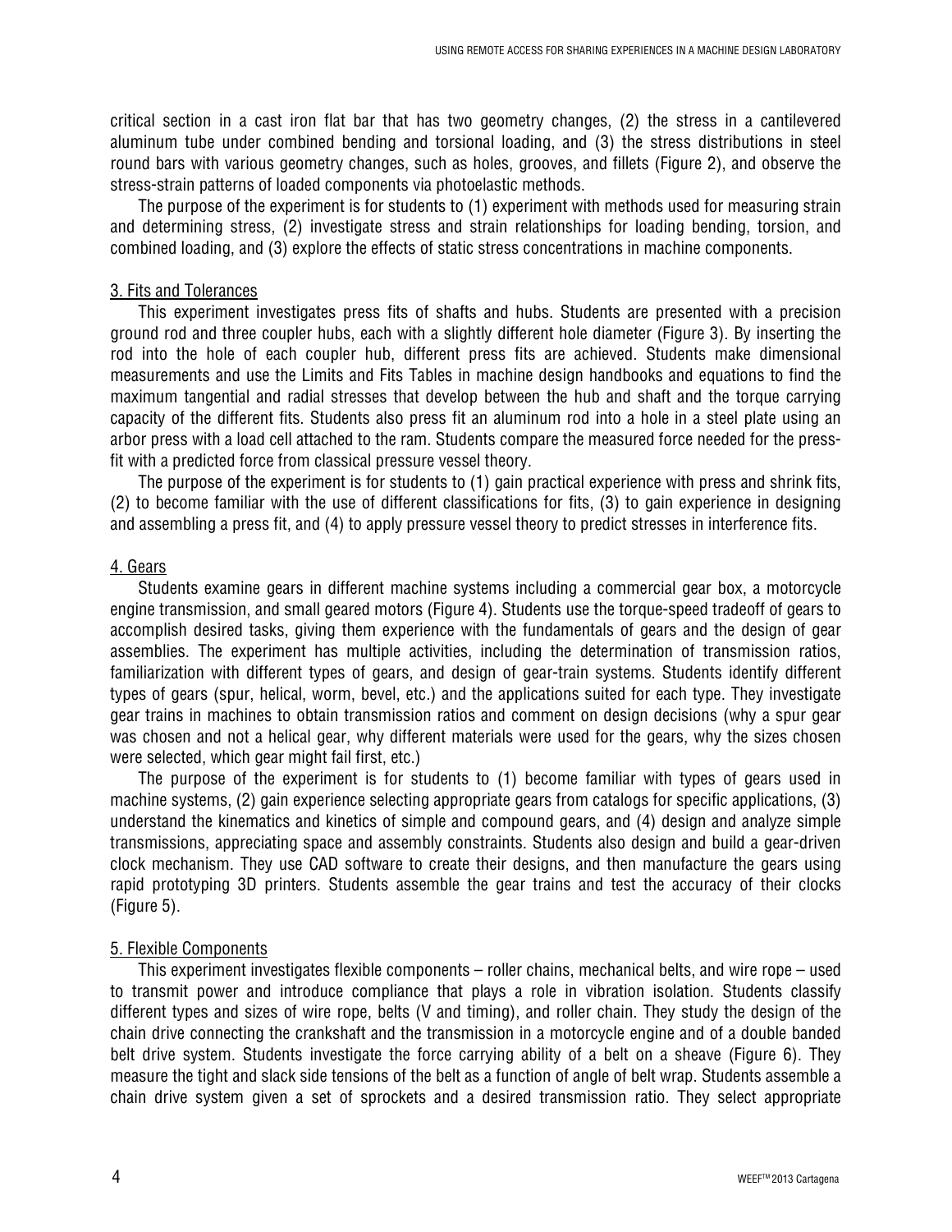critical section in a cast iron flat bar that has two geometry changes, (2) the stress in a cantilevered aluminum tube under combined bending and torsional loading, and (3) the stress distributions in steel round bars with various geometry changes, such as holes, grooves, and fillets (Figure 2), and observe the stress-strain patterns of loaded components via photoelastic methods.

The purpose of the experiment is for students to (1) experiment with methods used for measuring strain and determining stress, (2) investigate stress and strain relationships for loading bending, torsion, and combined loading, and (3) explore the effects of static stress concentrations in machine components.

### 3. Fits and Tolerances

This experiment investigates press fits of shafts and hubs. Students are presented with a precision ground rod and three coupler hubs, each with a slightly different hole diameter (Figure 3). By inserting the rod into the hole of each coupler hub, different press fits are achieved. Students make dimensional measurements and use the Limits and Fits Tables in machine design handbooks and equations to find the maximum tangential and radial stresses that develop between the hub and shaft and the torque carrying capacity of the different fits. Students also press fit an aluminum rod into a hole in a steel plate using an arbor press with a load cell attached to the ram. Students compare the measured force needed for the press-fit with a predicted force from classical pressure vessel theory.

The purpose of the experiment is for students to (1) gain practical experience with press and shrink fits, (2) to become familiar with the use of different classifications for fits, (3) to gain experience in designing and assembling a press fit, and (4) to apply pressure vessel theory to predict stresses in interference fits.

### 4. Gears

Students examine gears in different machine systems including a commercial gear box, a motorcycle engine transmission, and small geared motors (Figure 4). Students use the torque-speed tradeoff of gears to accomplish desired tasks, giving them experience with the fundamentals of gears and the design of gear assemblies. The experiment has multiple activities, including the determination of transmission ratios, familiarization with different types of gears, and design of gear-train systems. Students identify different types of gears (spur, helical, worm, bevel, etc.) and the applications suited for each type. They investigate gear trains in machines to obtain transmission ratios and comment on design decisions (why a spur gear was chosen and not a helical gear, why different materials were used for the gears, why the sizes chosen were selected, which gear might fail first, etc.)

The purpose of the experiment is for students to (1) become familiar with types of gears used in machine systems, (2) gain experience selecting appropriate gears from catalogs for specific applications, (3) understand the kinematics and kinetics of simple and compound gears, and (4) design and analyze simple transmissions, appreciating space and assembly constraints. Students also design and build a gear-driven clock mechanism. They use CAD software to create their designs, and then manufacture the gears using rapid prototyping 3D printers. Students assemble the gear trains and test the accuracy of their clocks (Figure 5).

### 5. Flexible Components

This experiment investigates flexible components – roller chains, mechanical belts, and wire rope – used to transmit power and introduce compliance that plays a role in vibration isolation. Students classify different types and sizes of wire rope, belts (V and timing), and roller chain. They study the design of the chain drive connecting the crankshaft and the transmission in a motorcycle engine and of a double banded belt drive system. Students investigate the force carrying ability of a belt on a sheave (Figure 6). They measure the tight and slack side tensions of the belt as a function of angle of belt wrap. Students assemble a chain drive system given a set of sprockets and a desired transmission ratio. They select appropriate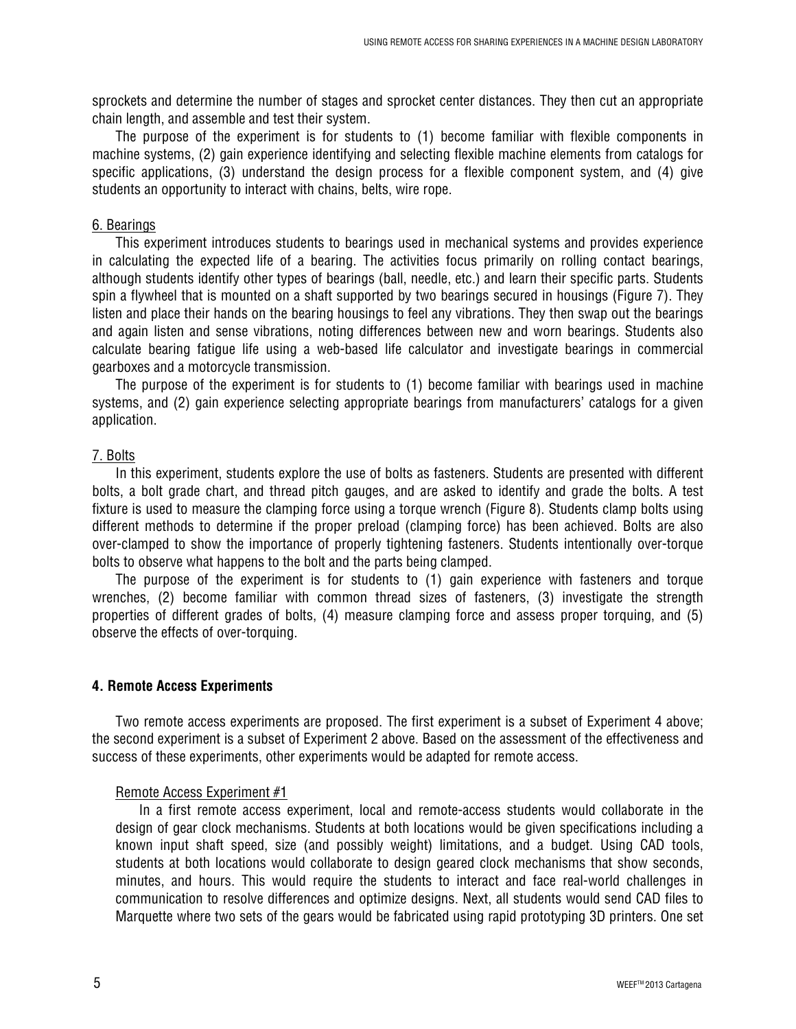sprockets and determine the number of stages and sprocket center distances. They then cut an appropriate chain length, and assemble and test their system.

The purpose of the experiment is for students to (1) become familiar with flexible components in machine systems, (2) gain experience identifying and selecting flexible machine elements from catalogs for specific applications, (3) understand the design process for a flexible component system, and (4) give students an opportunity to interact with chains, belts, wire rope.

6. Bearings

This experiment introduces students to bearings used in mechanical systems and provides experience in calculating the expected life of a bearing. The activities focus primarily on rolling contact bearings, although students identify other types of bearings (ball, needle, etc.) and learn their specific parts. Students spin a flywheel that is mounted on a shaft supported by two bearings secured in housings (Figure 7). They listen and place their hands on the bearing housings to feel any vibrations. They then swap out the bearings and again listen and sense vibrations, noting differences between new and worn bearings. Students also calculate bearing fatigue life using a web-based life calculator and investigate bearings in commercial gearboxes and a motorcycle transmission.

The purpose of the experiment is for students to (1) become familiar with bearings used in machine systems, and (2) gain experience selecting appropriate bearings from manufacturers' catalogs for a given application.

7. Bolts

In this experiment, students explore the use of bolts as fasteners. Students are presented with different bolts, a bolt grade chart, and thread pitch gauges, and are asked to identify and grade the bolts. A test fixture is used to measure the clamping force using a torque wrench (Figure 8). Students clamp bolts using different methods to determine if the proper preload (clamping force) has been achieved. Bolts are also over-clamped to show the importance of properly tightening fasteners. Students intentionally over-torque bolts to observe what happens to the bolt and the parts being clamped.

The purpose of the experiment is for students to (1) gain experience with fasteners and torque wrenches, (2) become familiar with common thread sizes of fasteners, (3) investigate the strength properties of different grades of bolts, (4) measure clamping force and assess proper torquing, and (5) observe the effects of over-torquing.

## 4. Remote Access Experiments

Two remote access experiments are proposed. The first experiment is a subset of Experiment 4 above; the second experiment is a subset of Experiment 2 above. Based on the assessment of the effectiveness and success of these experiments, other experiments would be adapted for remote access.

Remote Access Experiment #1

In a first remote access experiment, local and remote-access students would collaborate in the design of gear clock mechanisms. Students at both locations would be given specifications including a known input shaft speed, size (and possibly weight) limitations, and a budget. Using CAD tools, students at both locations would collaborate to design geared clock mechanisms that show seconds, minutes, and hours. This would require the students to interact and face real-world challenges in communication to resolve differences and optimize designs. Next, all students would send CAD files to Marquette where two sets of the gears would be fabricated using rapid prototyping 3D printers. One set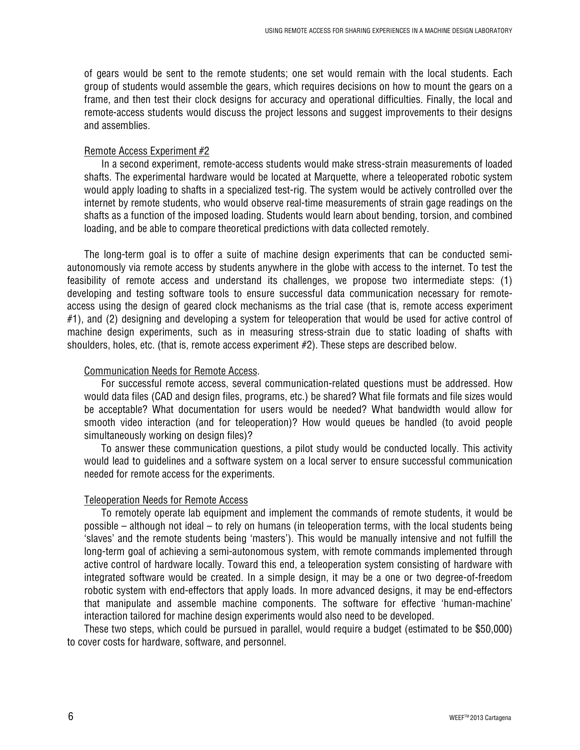of gears would be sent to the remote students; one set would remain with the local students. Each group of students would assemble the gears, which requires decisions on how to mount the gears on a frame, and then test their clock designs for accuracy and operational difficulties. Finally, the local and remote-access students would discuss the project lessons and suggest improvements to their designs and assemblies.

<u>Remote Access Experiment #2</u>

In a second experiment, remote-access students would make stress-strain measurements of loaded shafts. The experimental hardware would be located at Marquette, where a teleoperated robotic system would apply loading to shafts in a specialized test-rig. The system would be actively controlled over the internet by remote students, who would observe real-time measurements of strain gage readings on the shafts as a function of the imposed loading. Students would learn about bending, torsion, and combined loading, and be able to compare theoretical predictions with data collected remotely.

The long-term goal is to offer a suite of machine design experiments that can be conducted semi-autonomously via remote access by students anywhere in the globe with access to the internet. To test the feasibility of remote access and understand its challenges, we propose two intermediate steps: (1) developing and testing software tools to ensure successful data communication necessary for remote-access using the design of geared clock mechanisms as the trial case (that is, remote access experiment #1), and (2) designing and developing a system for teleoperation that would be used for active control of machine design experiments, such as in measuring stress-strain due to static loading of shafts with shoulders, holes, etc. (that is, remote access experiment #2). These steps are described below.

<u>Communication Needs for Remote Access</u>.

For successful remote access, several communication-related questions must be addressed. How would data files (CAD and design files, programs, etc.) be shared? What file formats and file sizes would be acceptable? What documentation for users would be needed? What bandwidth would allow for smooth video interaction (and for teleoperation)? How would queues be handled (to avoid people simultaneously working on design files)?

To answer these communication questions, a pilot study would be conducted locally. This activity would lead to guidelines and a software system on a local server to ensure successful communication needed for remote access for the experiments.

<u>Teleoperation Needs for Remote Access</u>

To remotely operate lab equipment and implement the commands of remote students, it would be possible – although not ideal – to rely on humans (in teleoperation terms, with the local students being 'slaves' and the remote students being 'masters'). This would be manually intensive and not fulfill the long-term goal of achieving a semi-autonomous system, with remote commands implemented through active control of hardware locally. Toward this end, a teleoperation system consisting of hardware with integrated software would be created. In a simple design, it may be a one or two degree-of-freedom robotic system with end-effectors that apply loads. In more advanced designs, it may be end-effectors that manipulate and assemble machine components. The software for effective 'human-machine' interaction tailored for machine design experiments would also need to be developed.

These two steps, which could be pursued in parallel, would require a budget (estimated to be $50,000) to cover costs for hardware, software, and personnel.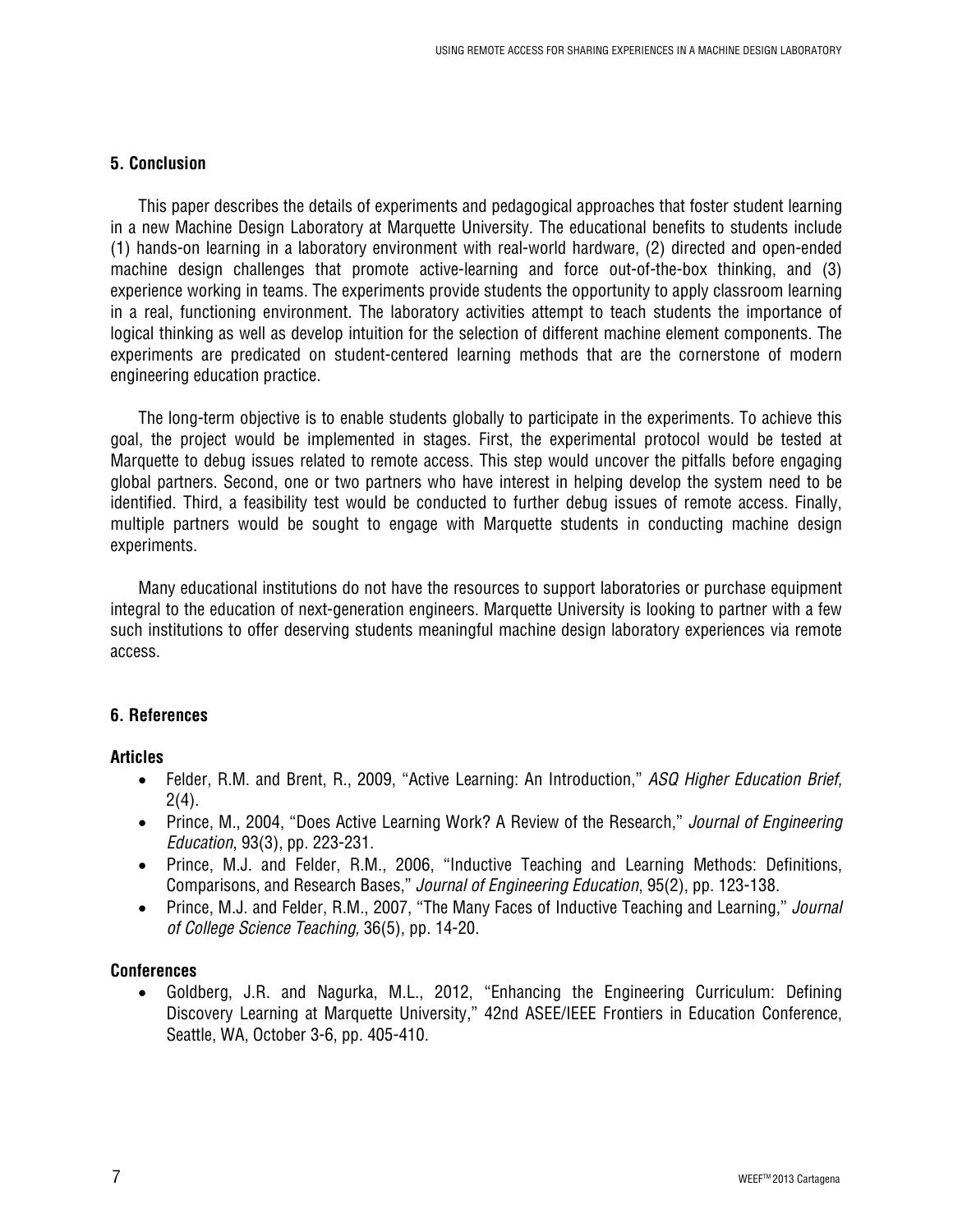## 5. Conclusion

This paper describes the details of experiments and pedagogical approaches that foster student learning in a new Machine Design Laboratory at Marquette University. The educational benefits to students include (1) hands-on learning in a laboratory environment with real-world hardware, (2) directed and open-ended machine design challenges that promote active-learning and force out-of-the-box thinking, and (3) experience working in teams. The experiments provide students the opportunity to apply classroom learning in a real, functioning environment. The laboratory activities attempt to teach students the importance of logical thinking as well as develop intuition for the selection of different machine element components. The experiments are predicated on student-centered learning methods that are the cornerstone of modern engineering education practice.

The long-term objective is to enable students globally to participate in the experiments. To achieve this goal, the project would be implemented in stages. First, the experimental protocol would be tested at Marquette to debug issues related to remote access. This step would uncover the pitfalls before engaging global partners. Second, one or two partners who have interest in helping develop the system need to be identified. Third, a feasibility test would be conducted to further debug issues of remote access. Finally, multiple partners would be sought to engage with Marquette students in conducting machine design experiments.

Many educational institutions do not have the resources to support laboratories or purchase equipment integral to the education of next-generation engineers. Marquette University is looking to partner with a few such institutions to offer deserving students meaningful machine design laboratory experiences via remote access.

## 6. References

### Articles

- Felder, R.M. and Brent, R., 2009, "Active Learning: An Introduction," *ASQ Higher Education Brief,* 2(4).
- Prince, M., 2004, "Does Active Learning Work? A Review of the Research," *Journal of Engineering Education*, 93(3), pp. 223-231.
- Prince, M.J. and Felder, R.M., 2006, "Inductive Teaching and Learning Methods: Definitions, Comparisons, and Research Bases," *Journal of Engineering Education*, 95(2), pp. 123-138.
- Prince, M.J. and Felder, R.M., 2007, "The Many Faces of Inductive Teaching and Learning," *Journal of College Science Teaching,* 36(5), pp. 14-20.

### Conferences

- Goldberg, J.R. and Nagurka, M.L., 2012, "Enhancing the Engineering Curriculum: Defining Discovery Learning at Marquette University," 42nd ASEE/IEEE Frontiers in Education Conference, Seattle, WA, October 3-6, pp. 405-410.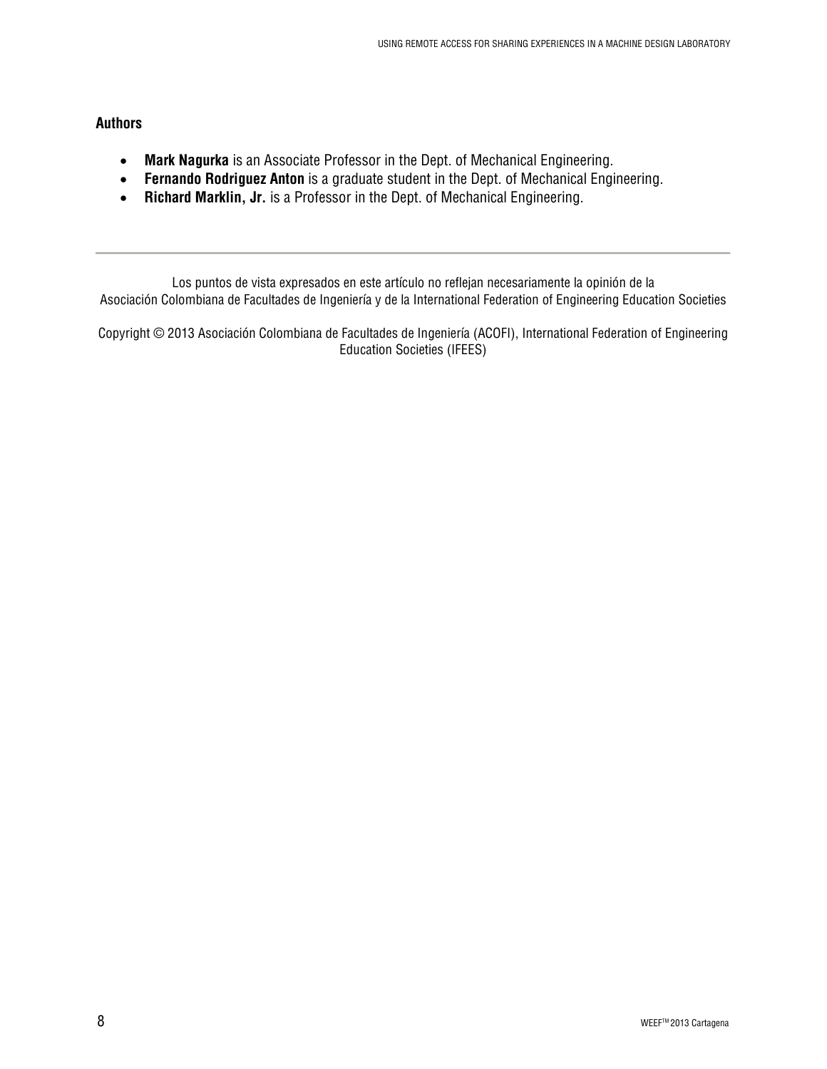### Authors

- **Mark Nagurka** is an Associate Professor in the Dept. of Mechanical Engineering.
- **Fernando Rodriguez Anton** is a graduate student in the Dept. of Mechanical Engineering.
- **Richard Marklin, Jr.** is a Professor in the Dept. of Mechanical Engineering.

---

Los puntos de vista expresados en este artículo no reflejan necesariamente la opinión de la Asociación Colombiana de Facultades de Ingeniería y de la International Federation of Engineering Education Societies

Copyright © 2013 Asociación Colombiana de Facultades de Ingeniería (ACOFI), International Federation of Engineering Education Societies (IFEES)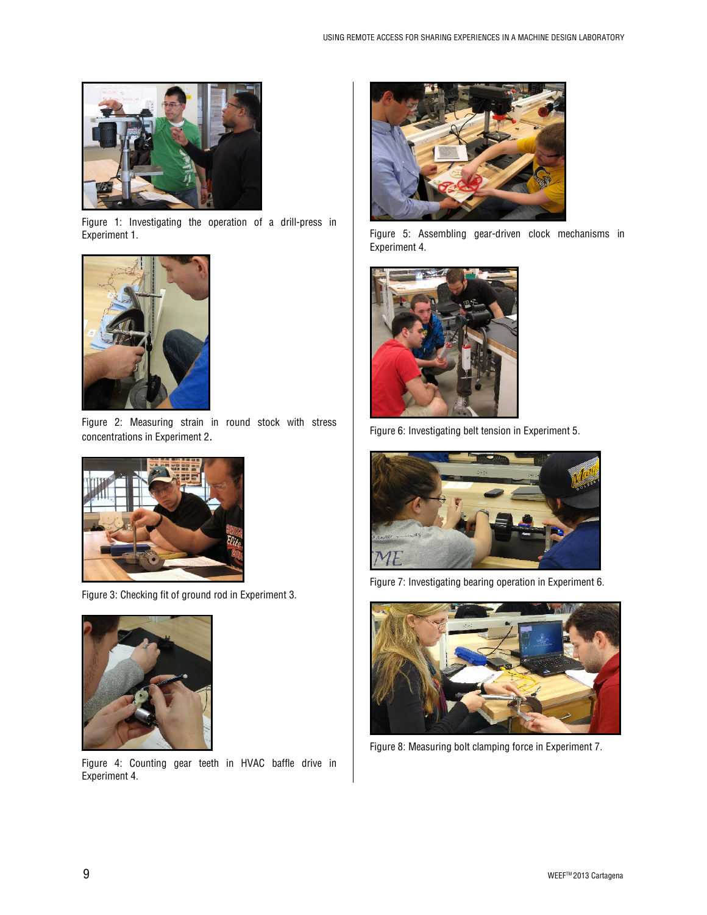Figure 1: Investigating the operation of a drill-press in Experiment 1.

Figure 2: Measuring strain in round stock with stress concentrations in Experiment 2.

Figure 3: Checking fit of ground rod in Experiment 3.

Figure 4: Counting gear teeth in HVAC baffle drive in Experiment 4.

Figure 5: Assembling gear-driven clock mechanisms in Experiment 4.

Figure 6: Investigating belt tension in Experiment 5.

Figure 7: Investigating bearing operation in Experiment 6.

Figure 8: Measuring bolt clamping force in Experiment 7.